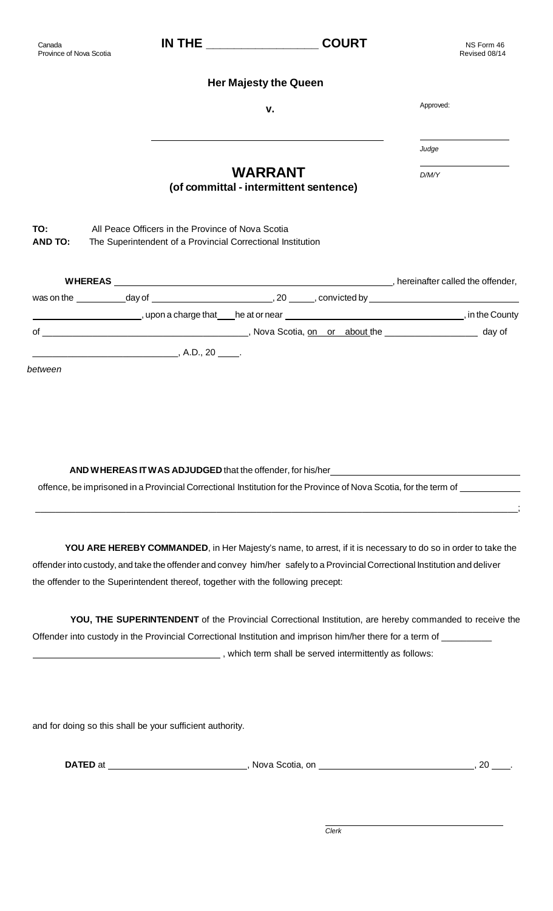Canada
Province of Nova Scotia

**IN THE \_\_\_\_\_\_\_\_\_\_\_\_\_\_\_\_\_\_ COURT**

NS Form 46
Revised 08/14

**Her Majesty the Queen**

**v.**

\_\_\_\_\_\_\_\_\_\_\_\_\_\_\_\_\_\_\_\_\_\_\_\_\_\_\_\_\_\_\_\_\_\_\_\_\_\_\_\_\_\_

Approved:

\_\_\_\_\_\_\_\_\_\_\_\_\_\_\_\_
*Judge*

\_\_\_\_\_\_\_\_\_\_\_\_\_\_\_\_
*D/M/Y*

# WARRANT

## (of committal - intermittent sentence)

**TO:** All Peace Officers in the Province of Nova Scotia
**AND TO:** The Superintendent of a Provincial Correctional Institution

**WHEREAS** \_\_\_\_\_\_\_\_\_\_\_\_\_\_\_\_\_\_\_\_\_\_\_\_\_\_\_\_\_\_\_\_\_\_\_\_\_\_\_\_\_\_\_\_\_\_\_\_, hereinafter called the offender, was on the \_\_\_\_\_\_\_\_\_ day of \_\_\_\_\_\_\_\_\_\_\_\_\_\_\_\_\_\_\_\_\_\_, 20 \_\_\_\_, convicted by \_\_\_\_\_\_\_\_\_\_\_\_\_\_\_\_\_\_\_\_\_\_\_\_\_\_\_\_ \_\_\_\_\_\_\_\_\_\_\_\_\_\_\_\_\_\_\_\_, upon a charge that \_\_\_ he at or near \_\_\_\_\_\_\_\_\_\_\_\_\_\_\_\_\_\_\_\_\_\_\_\_\_\_\_\_\_\_\_\_, in the County of \_\_\_\_\_\_\_\_\_\_\_\_\_\_\_\_\_\_\_\_\_\_\_\_\_\_\_\_\_\_\_\_\_\_\_\_\_\_, Nova Scotia, on or about the \_\_\_\_\_\_\_\_\_\_\_\_\_\_\_\_\_\_ day of \_\_\_\_\_\_\_\_\_\_\_\_\_\_\_\_\_\_\_\_\_\_\_\_\_\_\_\_, A.D., 20 \_\_\_\_.

*between*

**AND WHEREAS IT WAS ADJUDGED** that the offender, for his/her \_\_\_\_\_\_\_\_\_\_\_\_\_\_\_\_\_\_\_\_\_\_\_\_\_\_\_\_\_\_\_\_\_\_\_\_ offence, be imprisoned in a Provincial Correctional Institution for the Province of Nova Scotia, for the term of \_\_\_\_\_\_\_\_\_\_\_\_
\_\_\_\_\_\_\_\_\_\_\_\_\_\_\_\_\_\_\_\_\_\_\_\_\_\_\_\_\_\_\_\_\_\_\_\_\_\_\_\_\_\_\_\_\_\_\_\_\_\_\_\_\_\_\_\_\_\_\_\_\_\_\_\_\_\_\_\_\_\_\_\_\_\_\_\_\_\_\_\_\_\_\_\_\_\_\_\_\_\_\_\_;

**YOU ARE HEREBY COMMANDED**, in Her Majesty's name, to arrest, if it is necessary to do so in order to take the offender into custody, and take the offender and convey him/her safely to a Provincial Correctional Institution and deliver the offender to the Superintendent thereof, together with the following precept:

**YOU, THE SUPERINTENDENT** of the Provincial Correctional Institution, are hereby commanded to receive the Offender into custody in the Provincial Correctional Institution and imprison him/her there for a term of \_\_\_\_\_\_\_\_\_\_ \_\_\_\_\_\_\_\_\_\_\_\_\_\_\_\_\_\_\_\_\_\_\_\_\_\_\_\_\_\_\_\_\_\_\_\_\_\_, which term shall be served intermittently as follows:

and for doing so this shall be your sufficient authority.

**DATED** at \_\_\_\_\_\_\_\_\_\_\_\_\_\_\_\_\_\_\_\_\_\_\_\_\_\_\_, Nova Scotia, on \_\_\_\_\_\_\_\_\_\_\_\_\_\_\_\_\_\_\_\_\_\_\_\_\_\_\_\_\_\_\_, 20 \_\_\_.

\_\_\_\_\_\_\_\_\_\_\_\_\_\_\_\_\_\_\_\_\_\_\_\_\_\_\_\_\_\_\_\_\_\_\_\_
*Clerk*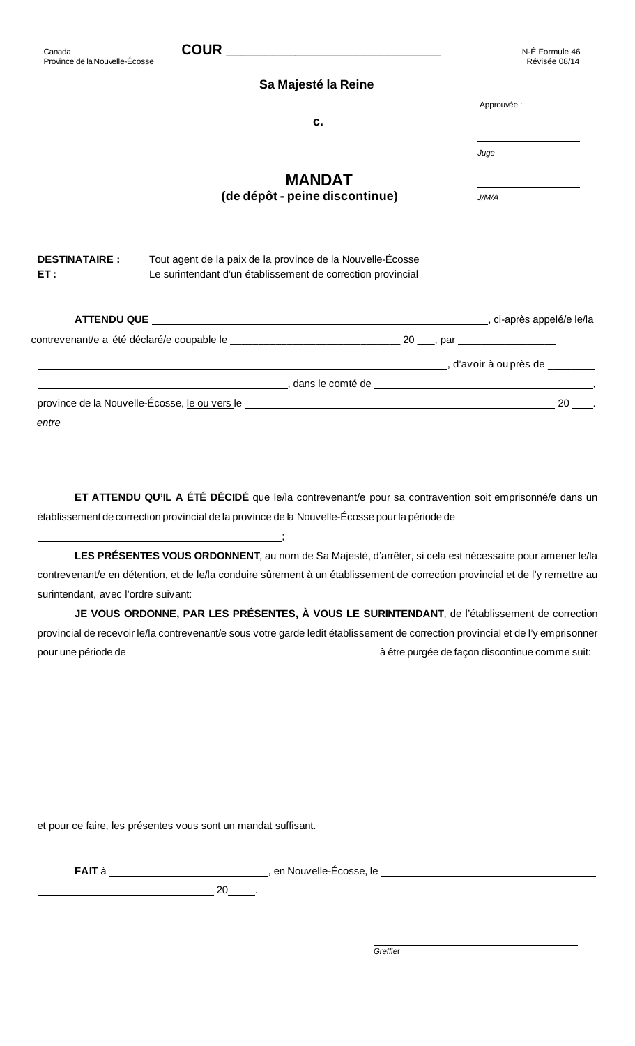Canada
Province de la Nouvelle-Écosse

**COUR** ________________________________

N-É Formule 46
Révisée 08/14

**Sa Majesté la Reine**

Approuvée :

**c.**

_________________
*Juge*

________________________________________

_________________
*J/M/A*

# MANDAT
## (de dépôt - peine discontinue)

**DESTINATAIRE :** Tout agent de la paix de la province de la Nouvelle-Écosse
**ET :** Le surintendant d'un établissement de correction provincial

**ATTENDU QUE** ________________________________________, ci-après appelé/e le/la contrevenant/e a été déclaré/e coupable le ____________________________ 20 ___, par ________________ ________________________________________________________________, d'avoir à ou près de ________ ________________________________________, dans le comté de ____________________________________, province de la Nouvelle-Écosse, le ou vers le ________________________________________ 20 ___.

*entre*

**ET ATTENDU QU'IL A ÉTÉ DÉCIDÉ** que le/la contrevenant/e pour sa contravention soit emprisonné/e dans un établissement de correction provincial de la province de la Nouvelle-Écosse pour la période de ________________________ ________________________________________;

**LES PRÉSENTES VOUS ORDONNENT**, au nom de Sa Majesté, d'arrêter, si cela est nécessaire pour amener le/la contrevenant/e en détention, et de le/la conduire sûrement à un établissement de correction provincial et de l'y remettre au surintendant, avec l'ordre suivant:

**JE VOUS ORDONNE, PAR LES PRÉSENTES, À VOUS LE SURINTENDANT**, de l'établissement de correction provincial de recevoir le/la contrevenant/e sous votre garde ledit établissement de correction provincial et de l'y emprisonner pour une période de ________________________________________ à être purgée de façon discontinue comme suit:

et pour ce faire, les présentes vous sont un mandat suffisant.

**FAIT** à __________________________, en Nouvelle-Écosse, le ____________________________________ ______________________________ 20____.

____________________________________
*Greffier*